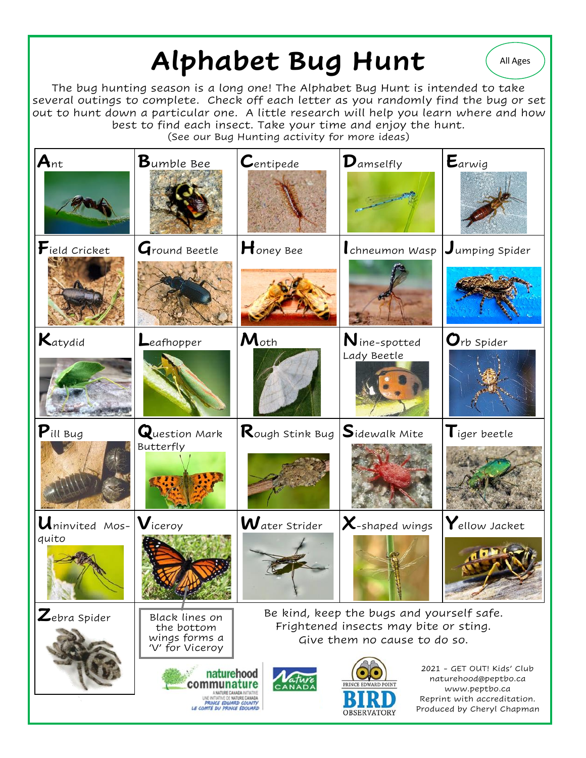# Alphabet Bug Hunt

All Ages

The bug hunting season is a long one! The Alphabet Bug Hunt is intended to take several outings to complete. Check off each letter as you randomly find the bug or set out to hunt down a particular one. A little research will help you learn where and how best to find each insect. Take your time and enjoy the hunt.
(See our Bug Hunting activity for more ideas)

| | | | | |
|---|---|---|---|---|
| Ant | Bumble Bee | Centipede | Damselfly | Earwig |
| Field Cricket | Ground Beetle | Honey Bee | Ichneumon Wasp | Jumping Spider |
| Katydid | Leafhopper | Moth | Nine-spotted Lady Beetle | Orb Spider |
| Pill Bug | Question Mark Butterfly | Rough Stink Bug | Sidewalk Mite | Tiger beetle |
| Uninvited Mos-quito | Viceroy | Water Strider | X-shaped wings | Yellow Jacket |
| Zebra Spider | | | | |

Black lines on the bottom wings forms a 'V' for Viceroy

Be kind, keep the bugs and yourself safe.
Frightened insects may bite or sting.
Give them no cause to do so.

naturehood communature — A NATURE CANADA INITIATIVE / UNE INITIATIVE DE NATURE CANADA — PRINCE EDWARD COUNTY / LE COMTÉ DU PRINCE ÉDOUARD

Nature Canada

Prince Edward Point Bird Observatory

2021 - GET OUT! Kids' Club
naturehood@peptbo.ca
www.peptbo.ca
Reprint with accreditation.
Produced by Cheryl Chapman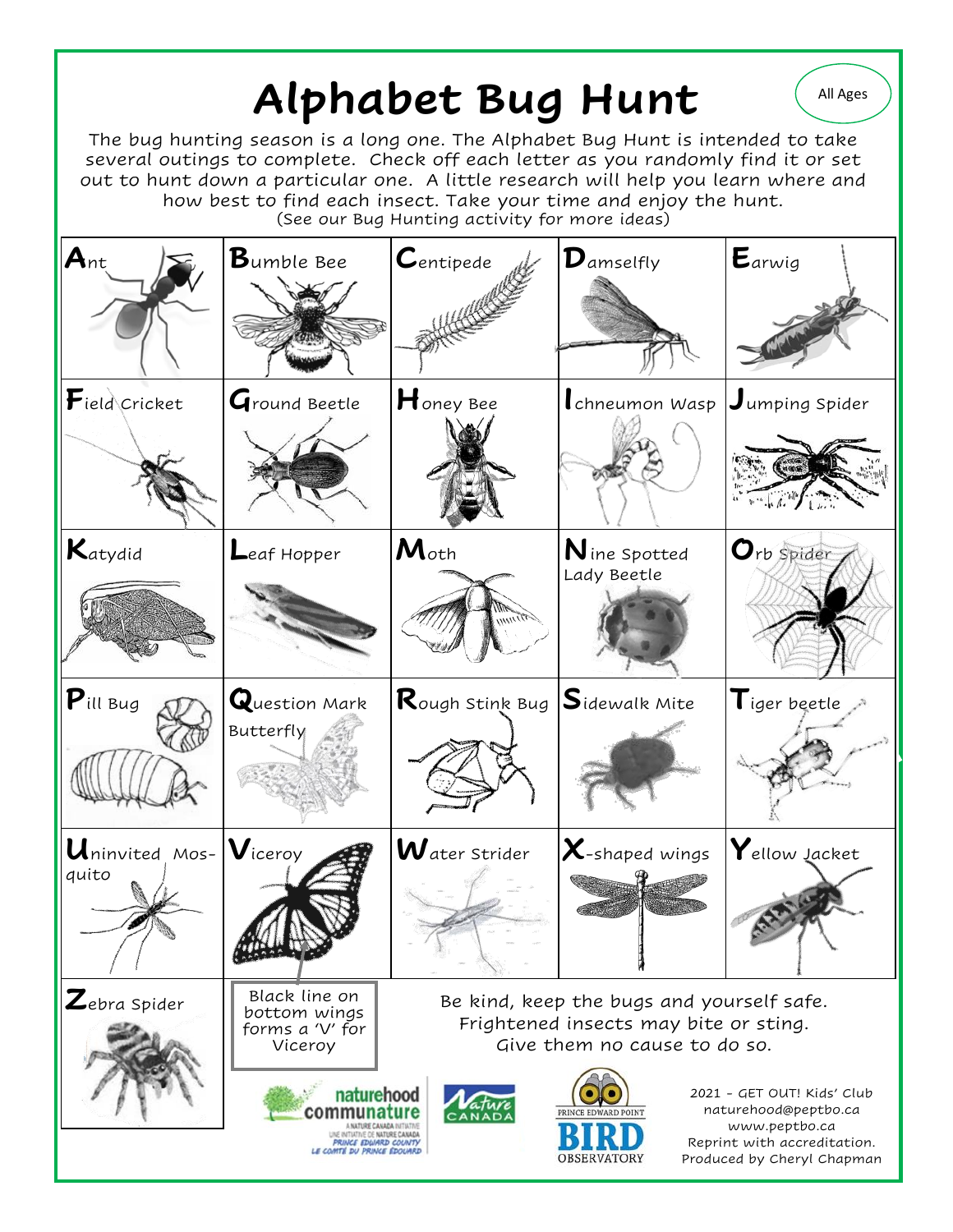# Alphabet Bug Hunt

All Ages

The bug hunting season is a long one. The Alphabet Bug Hunt is intended to take several outings to complete. Check off each letter as you randomly find it or set out to hunt down a particular one. A little research will help you learn where and how best to find each insect. Take your time and enjoy the hunt.
(See our Bug Hunting activity for more ideas)

| | | | | |
|---|---|---|---|---|
| **A**nt | **B**umble Bee | **C**entipede | **D**amselfly | **E**arwig |
| **F**ield Cricket | **G**round Beetle | **H**oney Bee | **I**chneumon Wasp | **J**umping Spider |
| **K**atydid | **L**eaf Hopper | **M**oth | **N**ine Spotted Lady Beetle | **O**rb Spider |
| **P**ill Bug | **Q**uestion Mark Butterfly | **R**ough Stink Bug | **S**idewalk Mite | **T**iger beetle |
| **U**ninvited Mos-quito | **V**iceroy | **W**ater Strider | **X**-shaped wings | **Y**ellow Jacket |
| **Z**ebra Spider | Black line on bottom wings forms a 'V' for Viceroy | | | |

Be kind, keep the bugs and yourself safe. Frightened insects may bite or sting. Give them no cause to do so.

naturehood communature
A NATURE CANADA INITIATIVE
UNE INITIATIVE DE NATURE CANADA
PRINCE EDWARD COUNTY
LE COMTÉ DU PRINCE ÉDOUARD

Nature Canada

PRINCE EDWARD POINT BIRD OBSERVATORY

2021 - GET OUT! Kids' Club
naturehood@peptbo.ca
www.peptbo.ca
Reprint with accreditation.
Produced by Cheryl Chapman